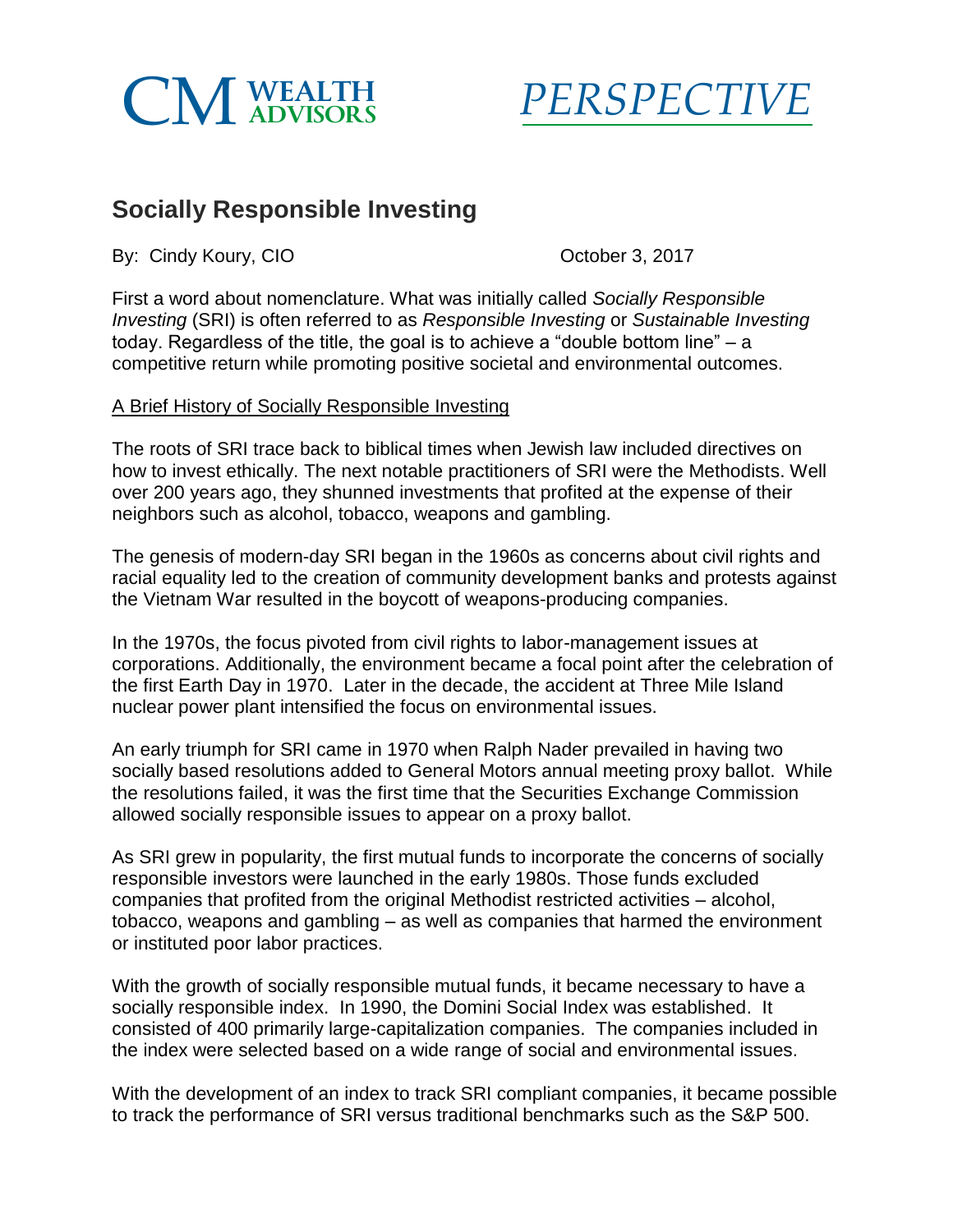CM WEALTH ADVISORS PERSPECTIVE

# Socially Responsible Investing

By: Cindy Koury, CIO

October 3, 2017

First a word about nomenclature. What was initially called *Socially Responsible Investing* (SRI) is often referred to as *Responsible Investing* or *Sustainable Investing* today. Regardless of the title, the goal is to achieve a "double bottom line" – a competitive return while promoting positive societal and environmental outcomes.

## A Brief History of Socially Responsible Investing

The roots of SRI trace back to biblical times when Jewish law included directives on how to invest ethically. The next notable practitioners of SRI were the Methodists. Well over 200 years ago, they shunned investments that profited at the expense of their neighbors such as alcohol, tobacco, weapons and gambling.

The genesis of modern-day SRI began in the 1960s as concerns about civil rights and racial equality led to the creation of community development banks and protests against the Vietnam War resulted in the boycott of weapons-producing companies.

In the 1970s, the focus pivoted from civil rights to labor-management issues at corporations. Additionally, the environment became a focal point after the celebration of the first Earth Day in 1970. Later in the decade, the accident at Three Mile Island nuclear power plant intensified the focus on environmental issues.

An early triumph for SRI came in 1970 when Ralph Nader prevailed in having two socially based resolutions added to General Motors annual meeting proxy ballot. While the resolutions failed, it was the first time that the Securities Exchange Commission allowed socially responsible issues to appear on a proxy ballot.

As SRI grew in popularity, the first mutual funds to incorporate the concerns of socially responsible investors were launched in the early 1980s. Those funds excluded companies that profited from the original Methodist restricted activities – alcohol, tobacco, weapons and gambling – as well as companies that harmed the environment or instituted poor labor practices.

With the growth of socially responsible mutual funds, it became necessary to have a socially responsible index. In 1990, the Domini Social Index was established. It consisted of 400 primarily large-capitalization companies. The companies included in the index were selected based on a wide range of social and environmental issues.

With the development of an index to track SRI compliant companies, it became possible to track the performance of SRI versus traditional benchmarks such as the S&P 500.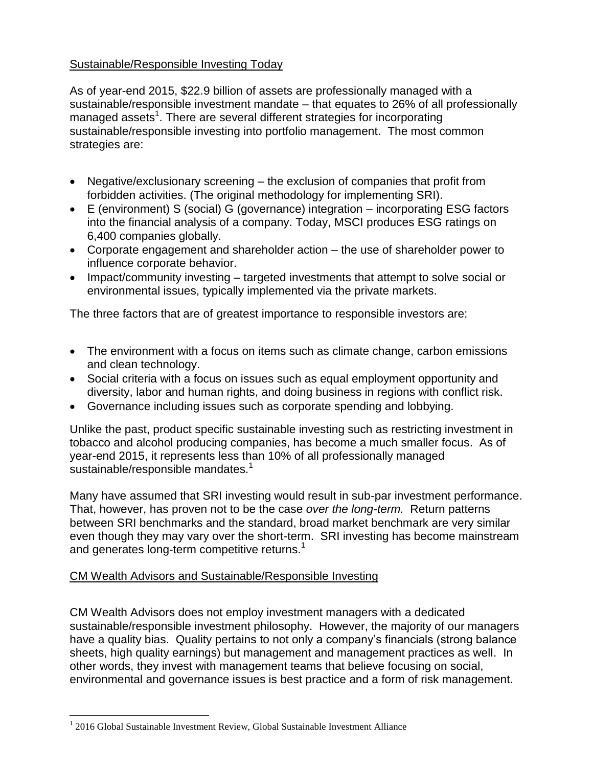## Sustainable/Responsible Investing Today

As of year-end 2015, $22.9 billion of assets are professionally managed with a sustainable/responsible investment mandate – that equates to 26% of all professionally managed assets[1]. There are several different strategies for incorporating sustainable/responsible investing into portfolio management. The most common strategies are:

- Negative/exclusionary screening – the exclusion of companies that profit from forbidden activities. (The original methodology for implementing SRI).
- E (environment) S (social) G (governance) integration – incorporating ESG factors into the financial analysis of a company. Today, MSCI produces ESG ratings on 6,400 companies globally.
- Corporate engagement and shareholder action – the use of shareholder power to influence corporate behavior.
- Impact/community investing – targeted investments that attempt to solve social or environmental issues, typically implemented via the private markets.

The three factors that are of greatest importance to responsible investors are:

- The environment with a focus on items such as climate change, carbon emissions and clean technology.
- Social criteria with a focus on issues such as equal employment opportunity and diversity, labor and human rights, and doing business in regions with conflict risk.
- Governance including issues such as corporate spending and lobbying.

Unlike the past, product specific sustainable investing such as restricting investment in tobacco and alcohol producing companies, has become a much smaller focus. As of year-end 2015, it represents less than 10% of all professionally managed sustainable/responsible mandates.[1]

Many have assumed that SRI investing would result in sub-par investment performance. That, however, has proven not to be the case *over the long-term.* Return patterns between SRI benchmarks and the standard, broad market benchmark are very similar even though they may vary over the short-term. SRI investing has become mainstream and generates long-term competitive returns.[1]

## CM Wealth Advisors and Sustainable/Responsible Investing

CM Wealth Advisors does not employ investment managers with a dedicated sustainable/responsible investment philosophy. However, the majority of our managers have a quality bias. Quality pertains to not only a company's financials (strong balance sheets, high quality earnings) but management and management practices as well. In other words, they invest with management teams that believe focusing on social, environmental and governance issues is best practice and a form of risk management.

---

[1] 2016 Global Sustainable Investment Review, Global Sustainable Investment Alliance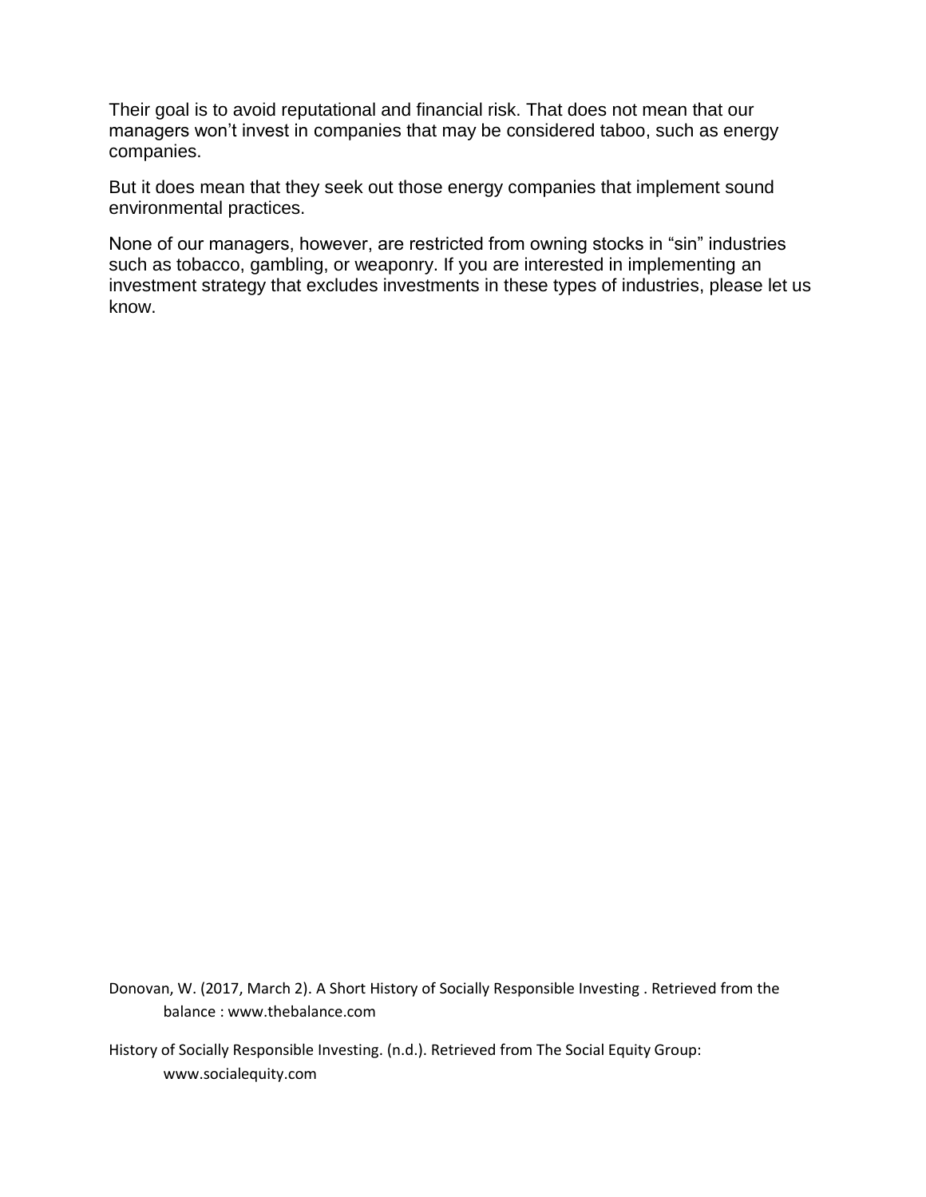Their goal is to avoid reputational and financial risk. That does not mean that our managers won't invest in companies that may be considered taboo, such as energy companies.

But it does mean that they seek out those energy companies that implement sound environmental practices.

None of our managers, however, are restricted from owning stocks in "sin" industries such as tobacco, gambling, or weaponry. If you are interested in implementing an investment strategy that excludes investments in these types of industries, please let us know.

Donovan, W. (2017, March 2). A Short History of Socially Responsible Investing . Retrieved from the balance : www.thebalance.com

History of Socially Responsible Investing. (n.d.). Retrieved from The Social Equity Group: www.socialequity.com